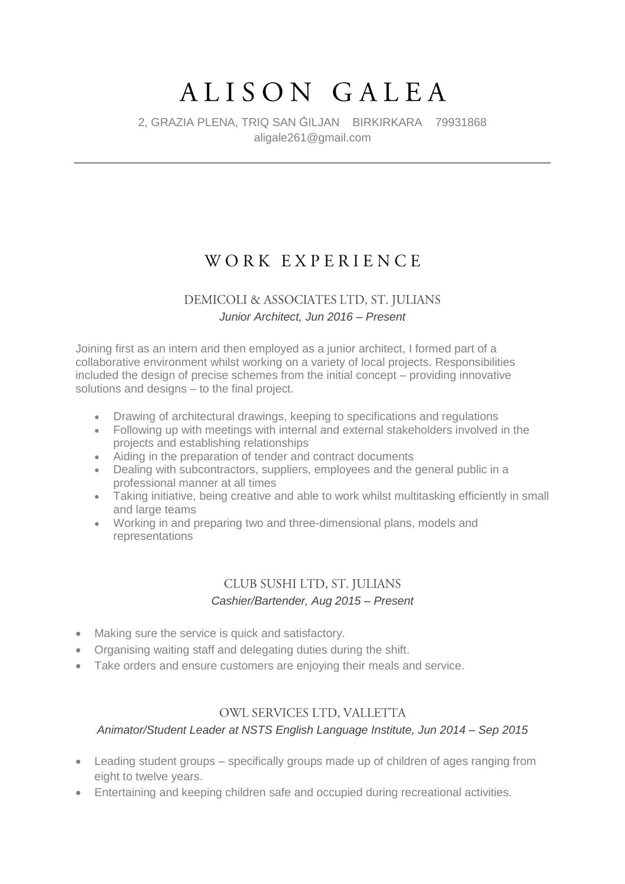# ALISON GALEA

2, GRAZIA PLENA, TRIQ SAN ĠILJAN BIRKIRKARA 79931868
aligale261@gmail.com

---

## WORK EXPERIENCE

### DEMICOLI & ASSOCIATES LTD, ST. JULIANS

*Junior Architect, Jun 2016 – Present*

Joining first as an intern and then employed as a junior architect, I formed part of a collaborative environment whilst working on a variety of local projects. Responsibilities included the design of precise schemes from the initial concept – providing innovative solutions and designs – to the final project.

- Drawing of architectural drawings, keeping to specifications and regulations
- Following up with meetings with internal and external stakeholders involved in the projects and establishing relationships
- Aiding in the preparation of tender and contract documents
- Dealing with subcontractors, suppliers, employees and the general public in a professional manner at all times
- Taking initiative, being creative and able to work whilst multitasking efficiently in small and large teams
- Working in and preparing two and three-dimensional plans, models and representations

### CLUB SUSHI LTD, ST. JULIANS

*Cashier/Bartender, Aug 2015 – Present*

- Making sure the service is quick and satisfactory.
- Organising waiting staff and delegating duties during the shift.
- Take orders and ensure customers are enjoying their meals and service.

### OWL SERVICES LTD, VALLETTA

*Animator/Student Leader at NSTS English Language Institute, Jun 2014 – Sep 2015*

- Leading student groups – specifically groups made up of children of ages ranging from eight to twelve years.
- Entertaining and keeping children safe and occupied during recreational activities.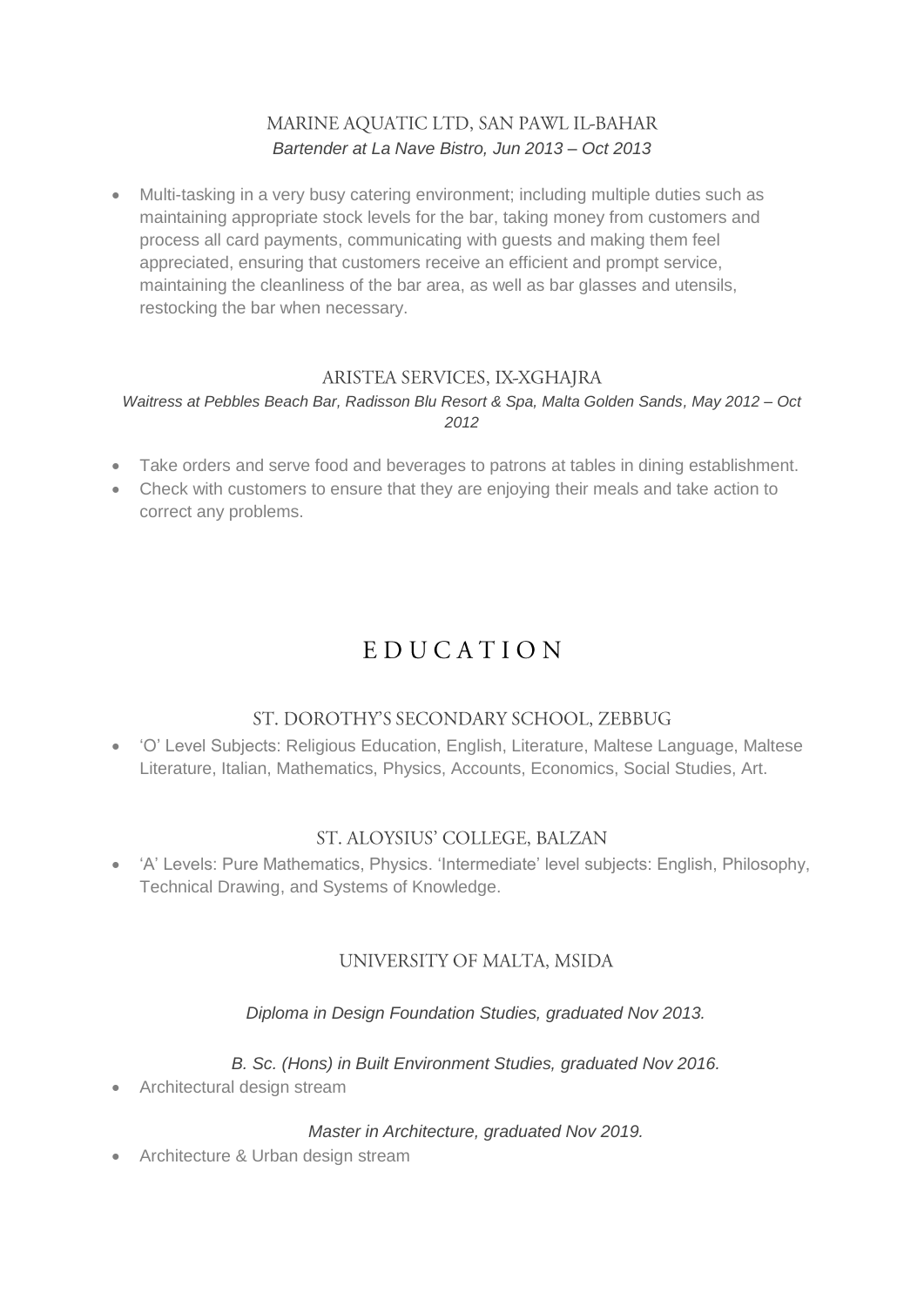### MARINE AQUATIC LTD, SAN PAWL IL-BAHAR

*Bartender at La Nave Bistro, Jun 2013 – Oct 2013*

- Multi-tasking in a very busy catering environment; including multiple duties such as maintaining appropriate stock levels for the bar, taking money from customers and process all card payments, communicating with guests and making them feel appreciated, ensuring that customers receive an efficient and prompt service, maintaining the cleanliness of the bar area, as well as bar glasses and utensils, restocking the bar when necessary.

### ARISTEA SERVICES, IX-XGHAJRA

*Waitress at Pebbles Beach Bar, Radisson Blu Resort & Spa, Malta Golden Sands, May 2012 – Oct 2012*

- Take orders and serve food and beverages to patrons at tables in dining establishment.
- Check with customers to ensure that they are enjoying their meals and take action to correct any problems.

## EDUCATION

### ST. DOROTHY'S SECONDARY SCHOOL, ZEBBUG

- 'O' Level Subjects: Religious Education, English, Literature, Maltese Language, Maltese Literature, Italian, Mathematics, Physics, Accounts, Economics, Social Studies, Art.

### ST. ALOYSIUS' COLLEGE, BALZAN

- 'A' Levels: Pure Mathematics, Physics. 'Intermediate' level subjects: English, Philosophy, Technical Drawing, and Systems of Knowledge.

### UNIVERSITY OF MALTA, MSIDA

*Diploma in Design Foundation Studies, graduated Nov 2013.*

*B. Sc. (Hons) in Built Environment Studies, graduated Nov 2016.*

- Architectural design stream

*Master in Architecture, graduated Nov 2019.*

- Architecture & Urban design stream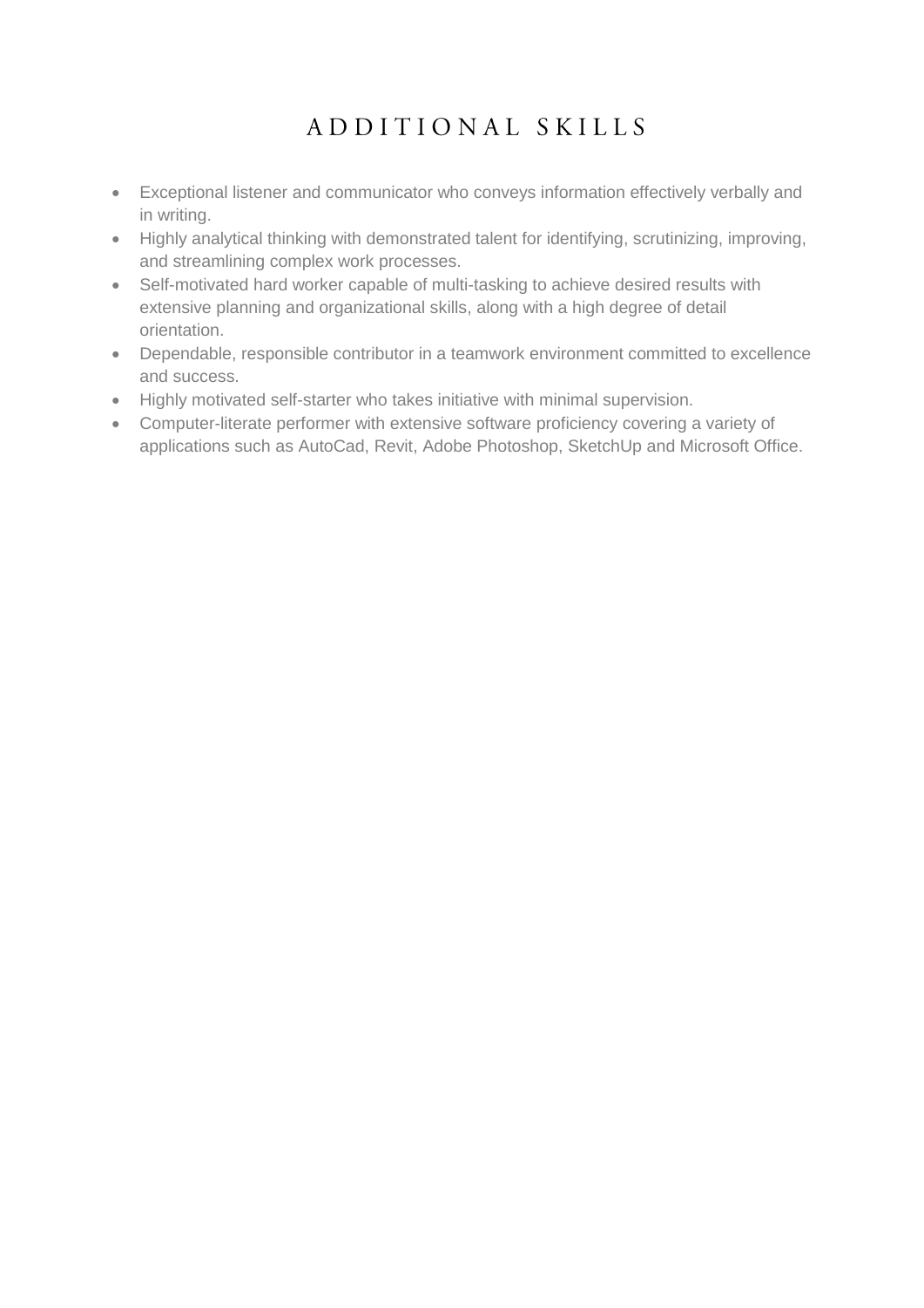## ADDITIONAL SKILLS

- Exceptional listener and communicator who conveys information effectively verbally and in writing.
- Highly analytical thinking with demonstrated talent for identifying, scrutinizing, improving, and streamlining complex work processes.
- Self-motivated hard worker capable of multi-tasking to achieve desired results with extensive planning and organizational skills, along with a high degree of detail orientation.
- Dependable, responsible contributor in a teamwork environment committed to excellence and success.
- Highly motivated self-starter who takes initiative with minimal supervision.
- Computer-literate performer with extensive software proficiency covering a variety of applications such as AutoCad, Revit, Adobe Photoshop, SketchUp and Microsoft Office.